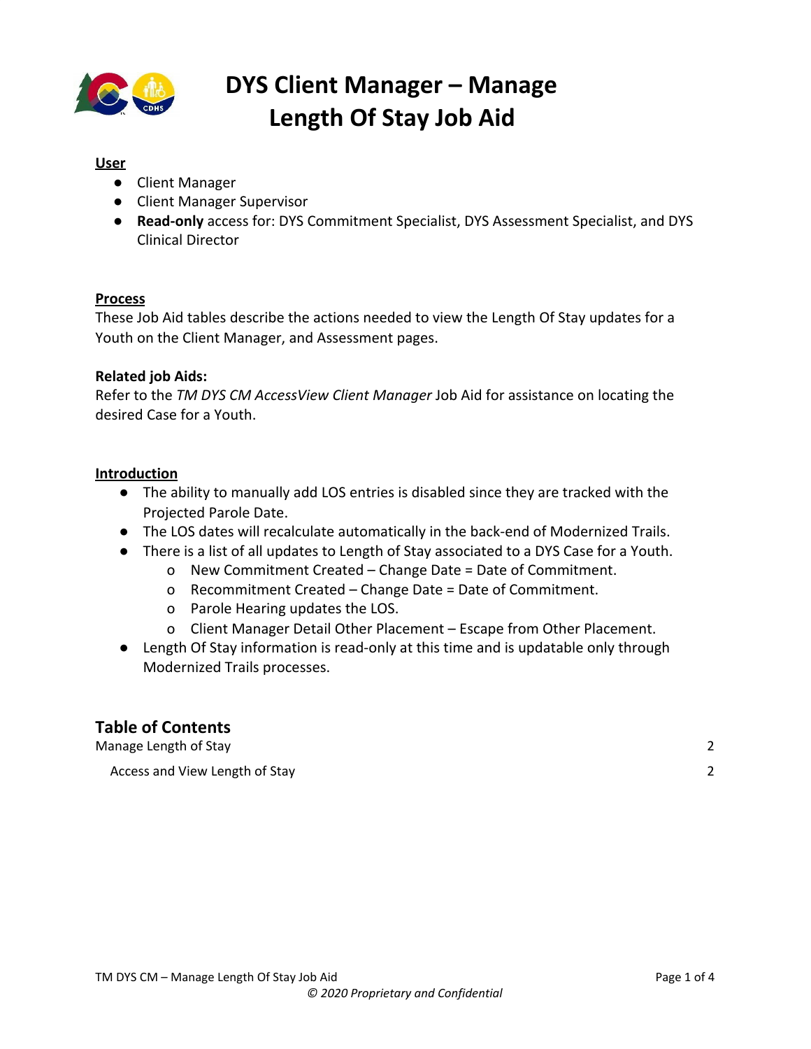# DYS Client Manager – Manage Length Of Stay Job Aid

**User**

- Client Manager
- Client Manager Supervisor
- **Read-only** access for: DYS Commitment Specialist, DYS Assessment Specialist, and DYS Clinical Director

**Process**

These Job Aid tables describe the actions needed to view the Length Of Stay updates for a Youth on the Client Manager, and Assessment pages.

**Related job Aids:**

Refer to the *TM DYS CM AccessView Client Manager* Job Aid for assistance on locating the desired Case for a Youth.

**Introduction**

- The ability to manually add LOS entries is disabled since they are tracked with the Projected Parole Date.
- The LOS dates will recalculate automatically in the back-end of Modernized Trails.
- There is a list of all updates to Length of Stay associated to a DYS Case for a Youth.
  - New Commitment Created – Change Date = Date of Commitment.
  - Recommitment Created – Change Date = Date of Commitment.
  - Parole Hearing updates the LOS.
  - Client Manager Detail Other Placement – Escape from Other Placement.
- Length Of Stay information is read-only at this time and is updatable only through Modernized Trails processes.

## Table of Contents

| | |
|---|---|
| Manage Length of Stay | 2 |
| Access and View Length of Stay | 2 |

*© 2020 Proprietary and Confidential*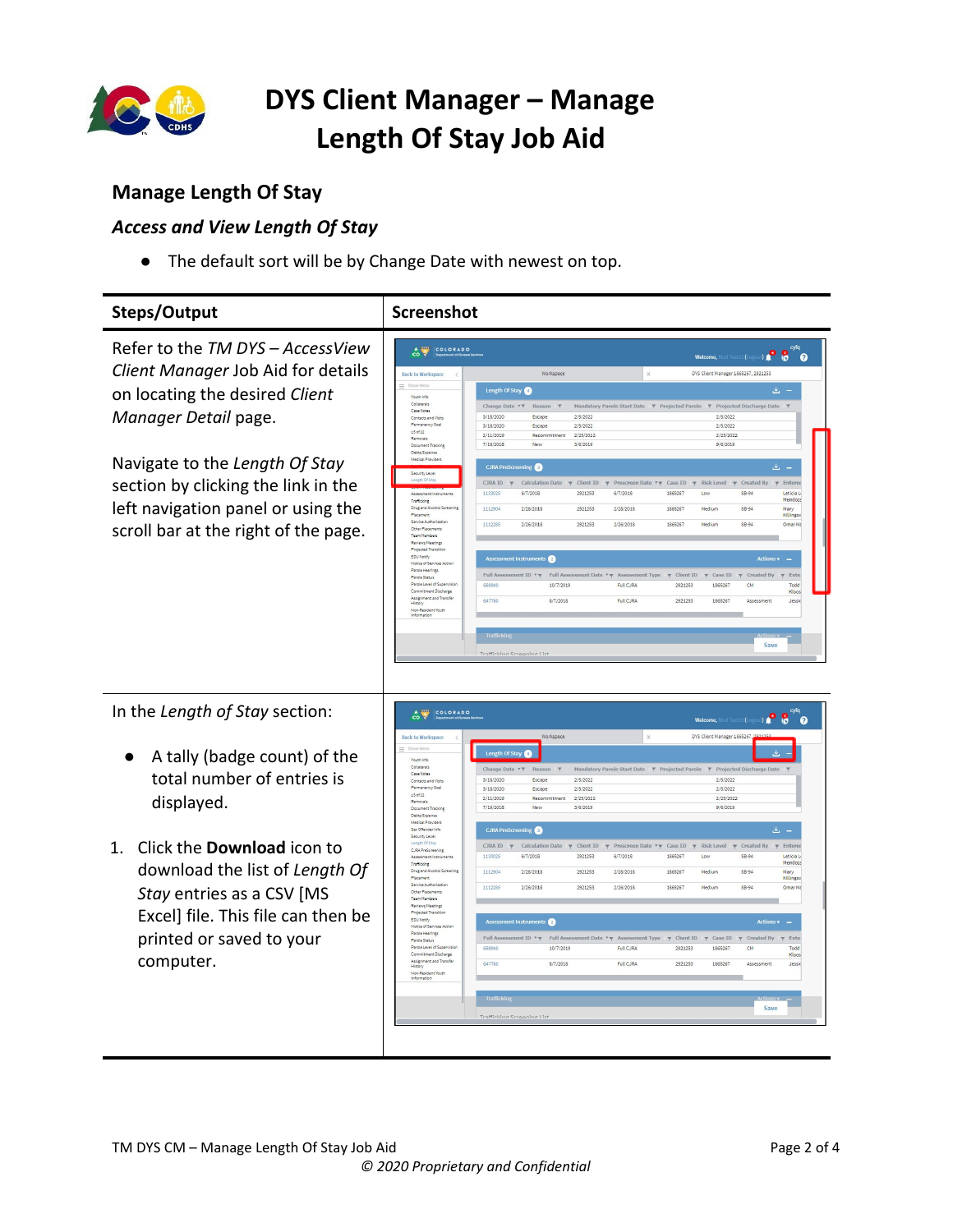# DYS Client Manager – Manage Length Of Stay Job Aid

## Manage Length Of Stay

### *Access and View Length Of Stay*

- The default sort will be by Change Date with newest on top.

| Steps/Output | Screenshot |
|---|---|
| Refer to the *TM DYS – AccessView Client Manager* Job Aid for details on locating the desired *Client Manager Detail* page.<br><br>Navigate to the *Length Of Stay* section by clicking the link in the left navigation panel or using the scroll bar at the right of the page. | |
| In the *Length of Stay* section:<br><br>● A tally (badge count) of the total number of entries is displayed.<br><br>1. Click the **Download** icon to download the list of *Length Of Stay* entries as a CSV [MS Excel] file. This file can then be printed or saved to your computer. | |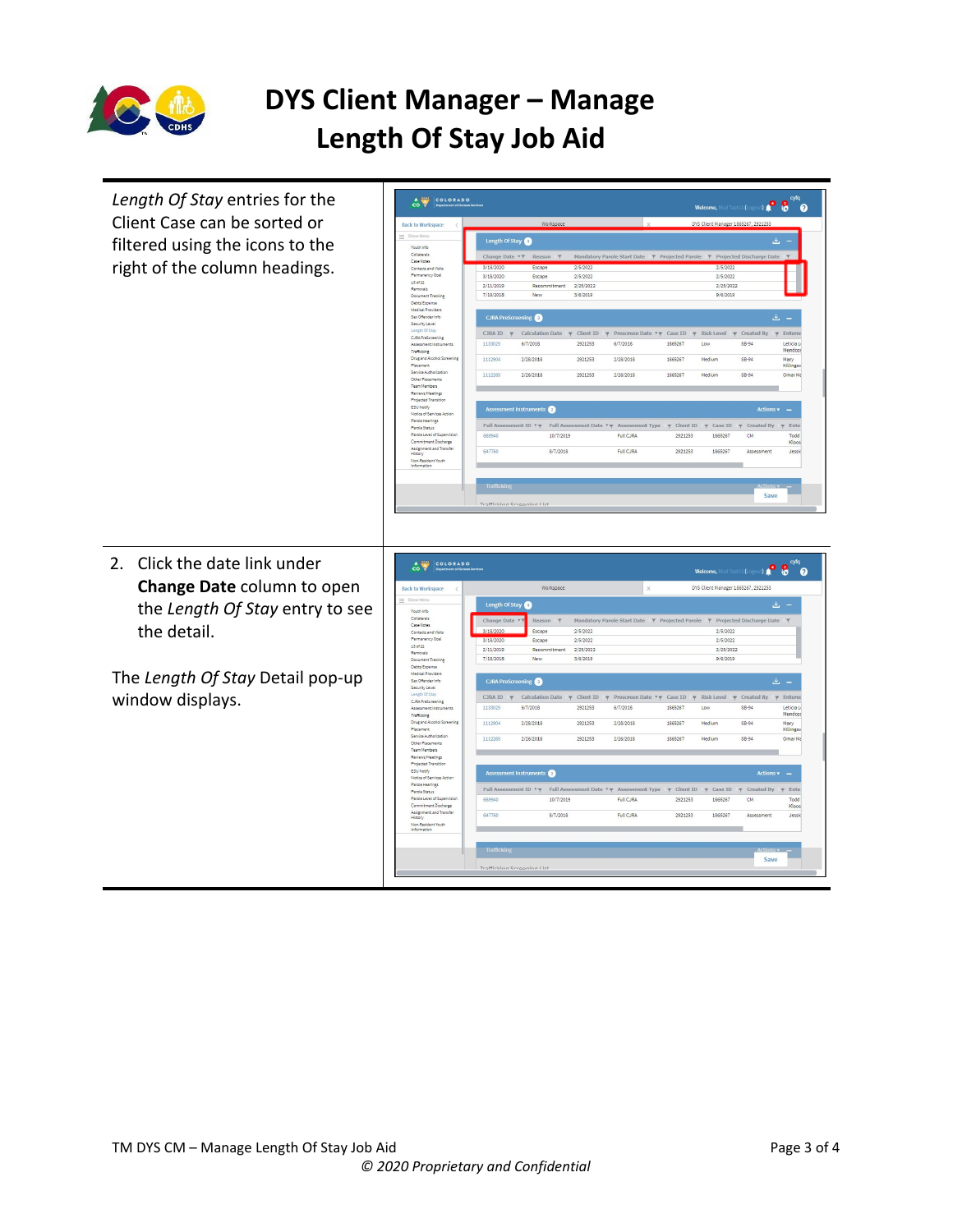# DYS Client Manager – Manage Length Of Stay Job Aid

*Length Of Stay* entries for the Client Case can be sorted or filtered using the icons to the right of the column headings.

2. Click the date link under **Change Date** column to open the *Length Of Stay* entry to see the detail.

   The *Length Of Stay* Detail pop-up window displays.

*© 2020 Proprietary and Confidential*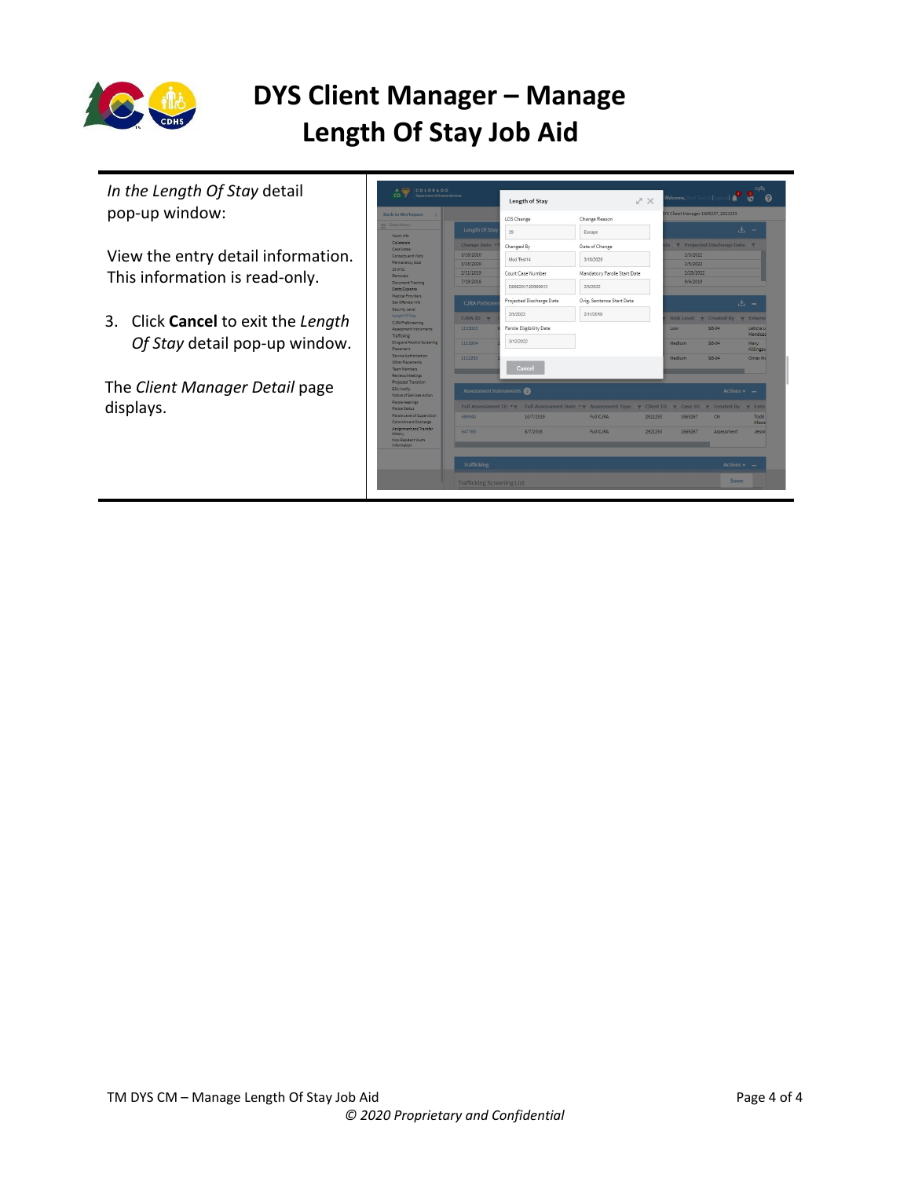# DYS Client Manager – Manage Length Of Stay Job Aid

*In the Length Of Stay* detail pop-up window:

View the entry detail information. This information is read-only.

3. Click **Cancel** to exit the *Length Of Stay* detail pop-up window.

The *Client Manager Detail* page displays.

*© 2020 Proprietary and Confidential*